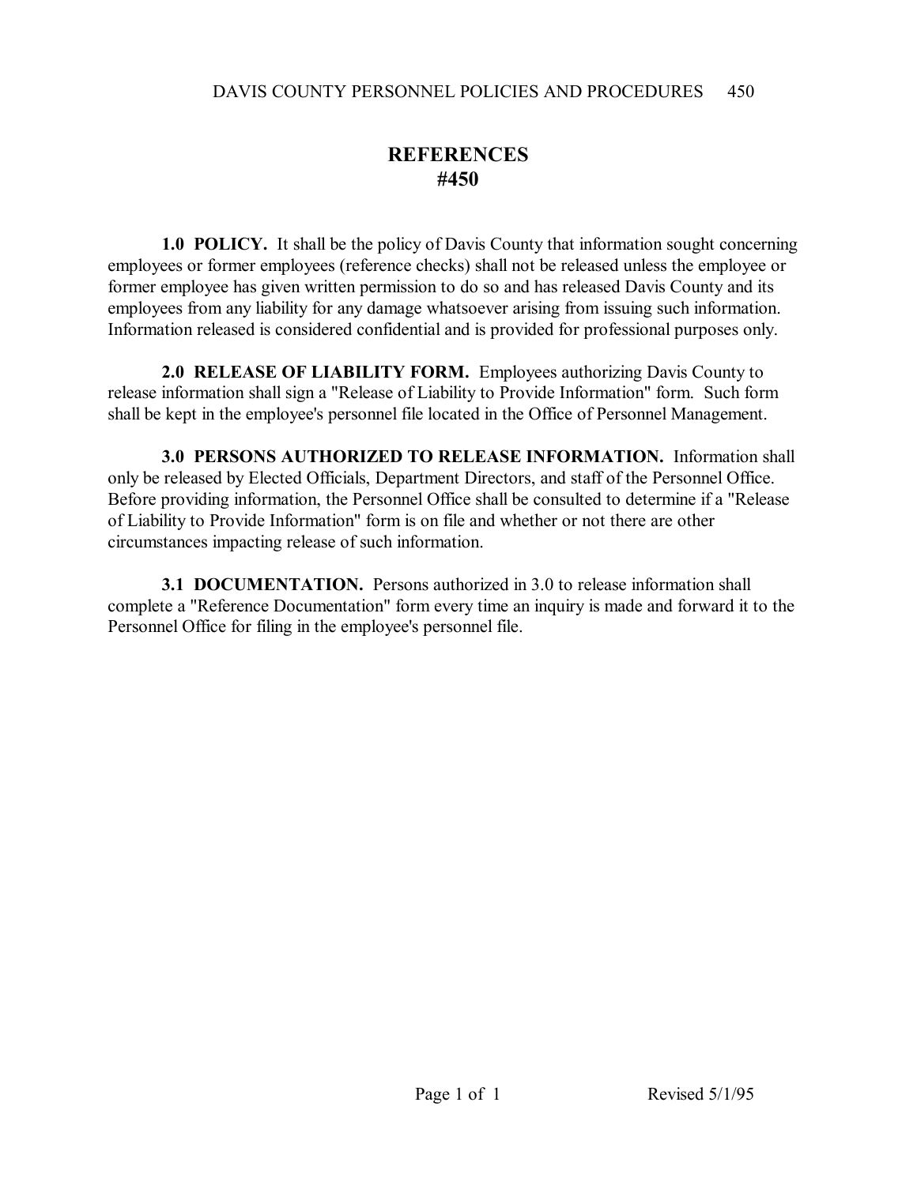# REFERENCES
# #450

**1.0 POLICY.** It shall be the policy of Davis County that information sought concerning employees or former employees (reference checks) shall not be released unless the employee or former employee has given written permission to do so and has released Davis County and its employees from any liability for any damage whatsoever arising from issuing such information. Information released is considered confidential and is provided for professional purposes only.

**2.0 RELEASE OF LIABILITY FORM.** Employees authorizing Davis County to release information shall sign a "Release of Liability to Provide Information" form. Such form shall be kept in the employee's personnel file located in the Office of Personnel Management.

**3.0 PERSONS AUTHORIZED TO RELEASE INFORMATION.** Information shall only be released by Elected Officials, Department Directors, and staff of the Personnel Office. Before providing information, the Personnel Office shall be consulted to determine if a "Release of Liability to Provide Information" form is on file and whether or not there are other circumstances impacting release of such information.

**3.1 DOCUMENTATION.** Persons authorized in 3.0 to release information shall complete a "Reference Documentation" form every time an inquiry is made and forward it to the Personnel Office for filing in the employee's personnel file.

Revised 5/1/95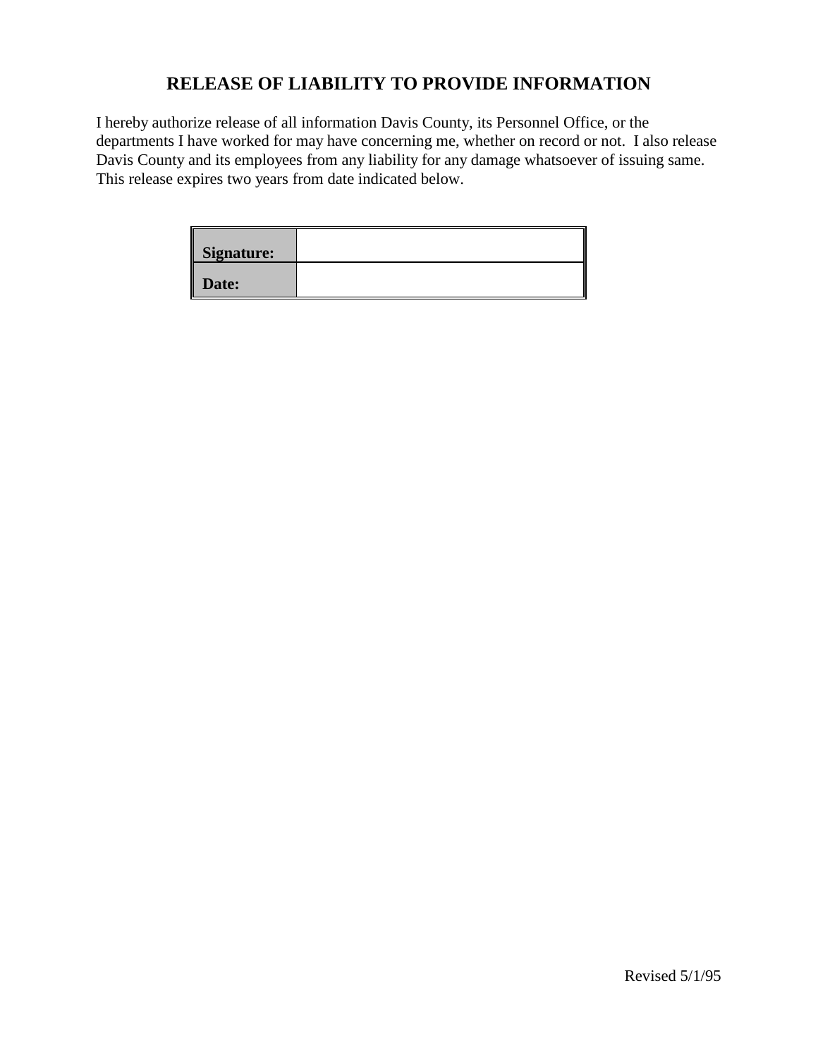# RELEASE OF LIABILITY TO PROVIDE INFORMATION

I hereby authorize release of all information Davis County, its Personnel Office, or the departments I have worked for may have concerning me, whether on record or not. I also release Davis County and its employees from any liability for any damage whatsoever of issuing same. This release expires two years from date indicated below.

| **Signature:** | |
|---|---|
| **Date:** | |

Revised 5/1/95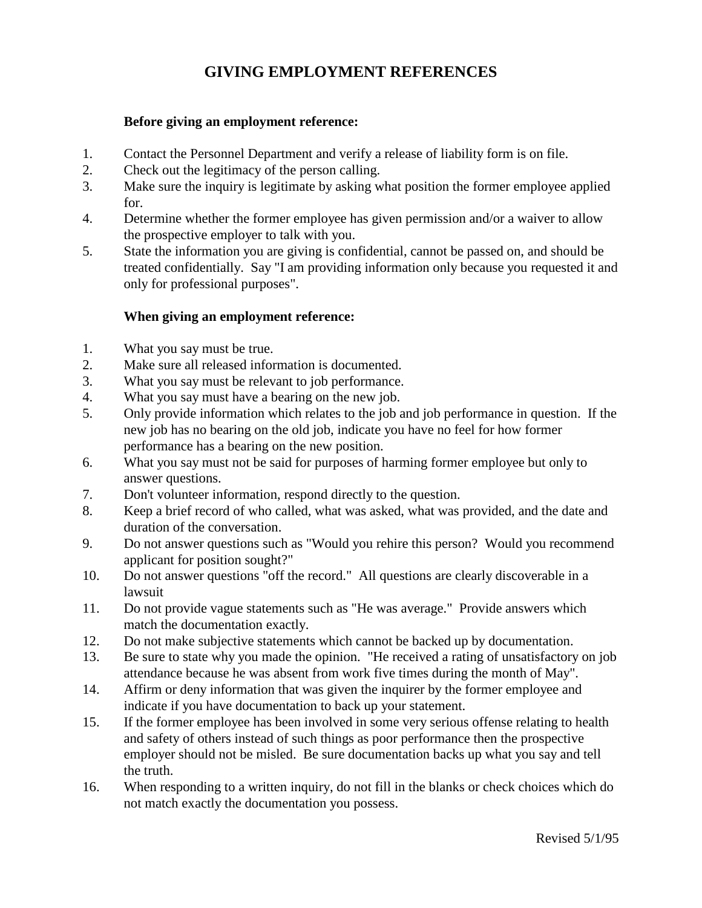# GIVING EMPLOYMENT REFERENCES

**Before giving an employment reference:**

1. Contact the Personnel Department and verify a release of liability form is on file.
2. Check out the legitimacy of the person calling.
3. Make sure the inquiry is legitimate by asking what position the former employee applied for.
4. Determine whether the former employee has given permission and/or a waiver to allow the prospective employer to talk with you.
5. State the information you are giving is confidential, cannot be passed on, and should be treated confidentially. Say "I am providing information only because you requested it and only for professional purposes".

**When giving an employment reference:**

1. What you say must be true.
2. Make sure all released information is documented.
3. What you say must be relevant to job performance.
4. What you say must have a bearing on the new job.
5. Only provide information which relates to the job and job performance in question. If the new job has no bearing on the old job, indicate you have no feel for how former performance has a bearing on the new position.
6. What you say must not be said for purposes of harming former employee but only to answer questions.
7. Don't volunteer information, respond directly to the question.
8. Keep a brief record of who called, what was asked, what was provided, and the date and duration of the conversation.
9. Do not answer questions such as "Would you rehire this person? Would you recommend applicant for position sought?"
10. Do not answer questions "off the record." All questions are clearly discoverable in a lawsuit
11. Do not provide vague statements such as "He was average." Provide answers which match the documentation exactly.
12. Do not make subjective statements which cannot be backed up by documentation.
13. Be sure to state why you made the opinion. "He received a rating of unsatisfactory on job attendance because he was absent from work five times during the month of May".
14. Affirm or deny information that was given the inquirer by the former employee and indicate if you have documentation to back up your statement.
15. If the former employee has been involved in some very serious offense relating to health and safety of others instead of such things as poor performance then the prospective employer should not be misled. Be sure documentation backs up what you say and tell the truth.
16. When responding to a written inquiry, do not fill in the blanks or check choices which do not match exactly the documentation you possess.

Revised 5/1/95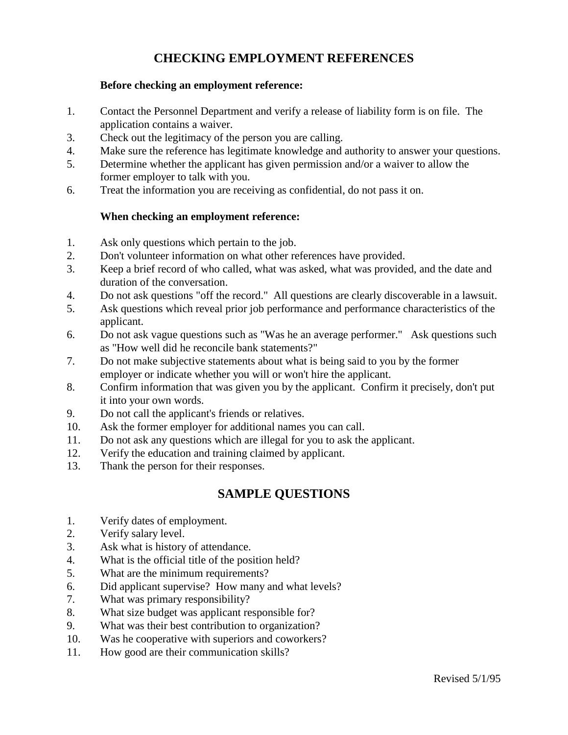# CHECKING EMPLOYMENT REFERENCES

**Before checking an employment reference:**

1. Contact the Personnel Department and verify a release of liability form is on file. The application contains a waiver.
3. Check out the legitimacy of the person you are calling.
4. Make sure the reference has legitimate knowledge and authority to answer your questions.
5. Determine whether the applicant has given permission and/or a waiver to allow the former employer to talk with you.
6. Treat the information you are receiving as confidential, do not pass it on.

**When checking an employment reference:**

1. Ask only questions which pertain to the job.
2. Don't volunteer information on what other references have provided.
3. Keep a brief record of who called, what was asked, what was provided, and the date and duration of the conversation.
4. Do not ask questions "off the record." All questions are clearly discoverable in a lawsuit.
5. Ask questions which reveal prior job performance and performance characteristics of the applicant.
6. Do not ask vague questions such as "Was he an average performer." Ask questions such as "How well did he reconcile bank statements?"
7. Do not make subjective statements about what is being said to you by the former employer or indicate whether you will or won't hire the applicant.
8. Confirm information that was given you by the applicant. Confirm it precisely, don't put it into your own words.
9. Do not call the applicant's friends or relatives.
10. Ask the former employer for additional names you can call.
11. Do not ask any questions which are illegal for you to ask the applicant.
12. Verify the education and training claimed by applicant.
13. Thank the person for their responses.

## SAMPLE QUESTIONS

1. Verify dates of employment.
2. Verify salary level.
3. Ask what is history of attendance.
4. What is the official title of the position held?
5. What are the minimum requirements?
6. Did applicant supervise? How many and what levels?
7. What was primary responsibility?
8. What size budget was applicant responsible for?
9. What was their best contribution to organization?
10. Was he cooperative with superiors and coworkers?
11. How good are their communication skills?

Revised 5/1/95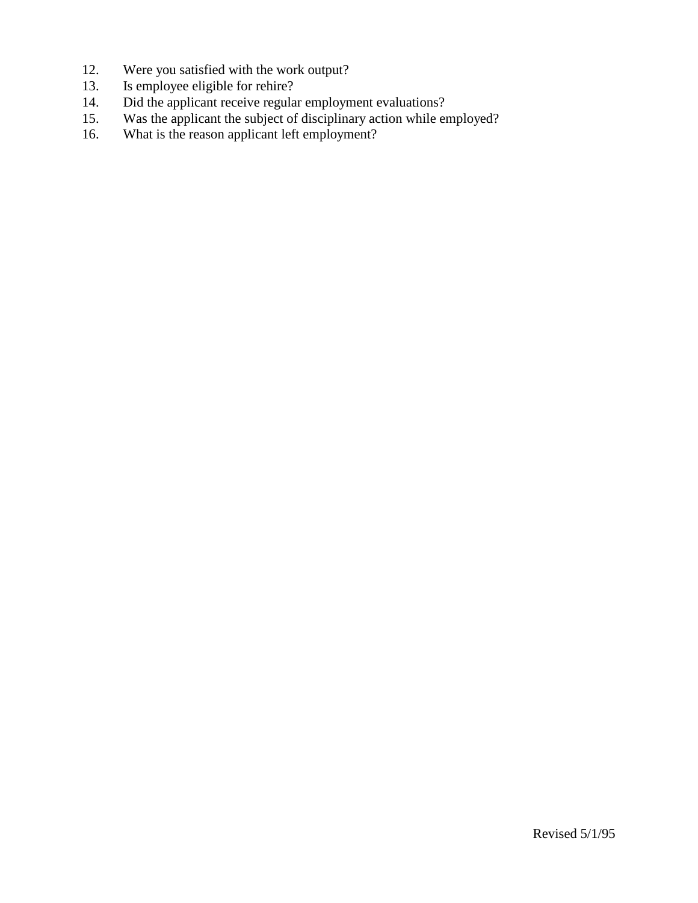12. Were you satisfied with the work output?
13. Is employee eligible for rehire?
14. Did the applicant receive regular employment evaluations?
15. Was the applicant the subject of disciplinary action while employed?
16. What is the reason applicant left employment?

Revised 5/1/95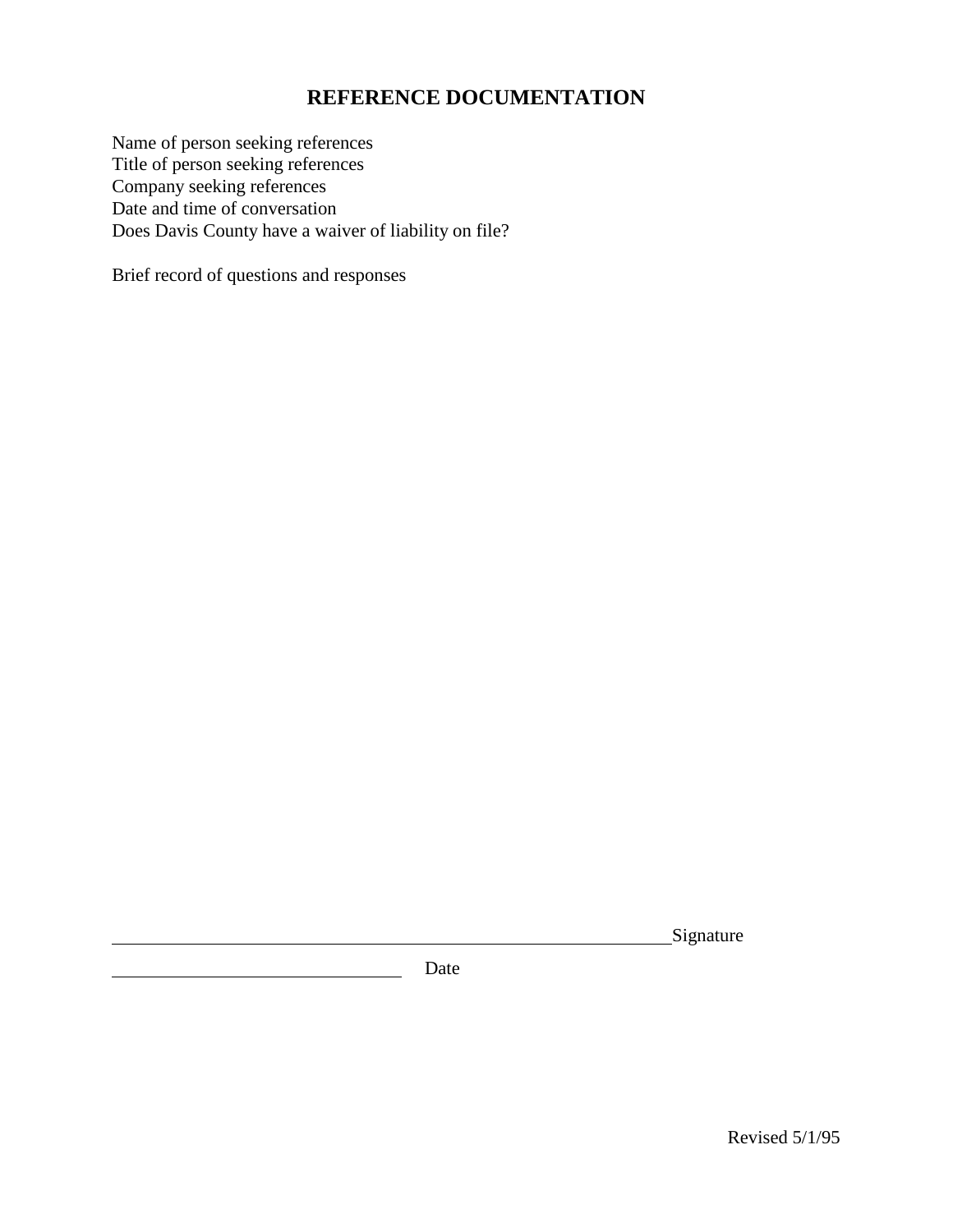# REFERENCE DOCUMENTATION

Name of person seeking references
Title of person seeking references
Company seeking references
Date and time of conversation
Does Davis County have a waiver of liability on file?

Brief record of questions and responses

_______________________________________________________________ Signature

________________________________ Date

Revised 5/1/95